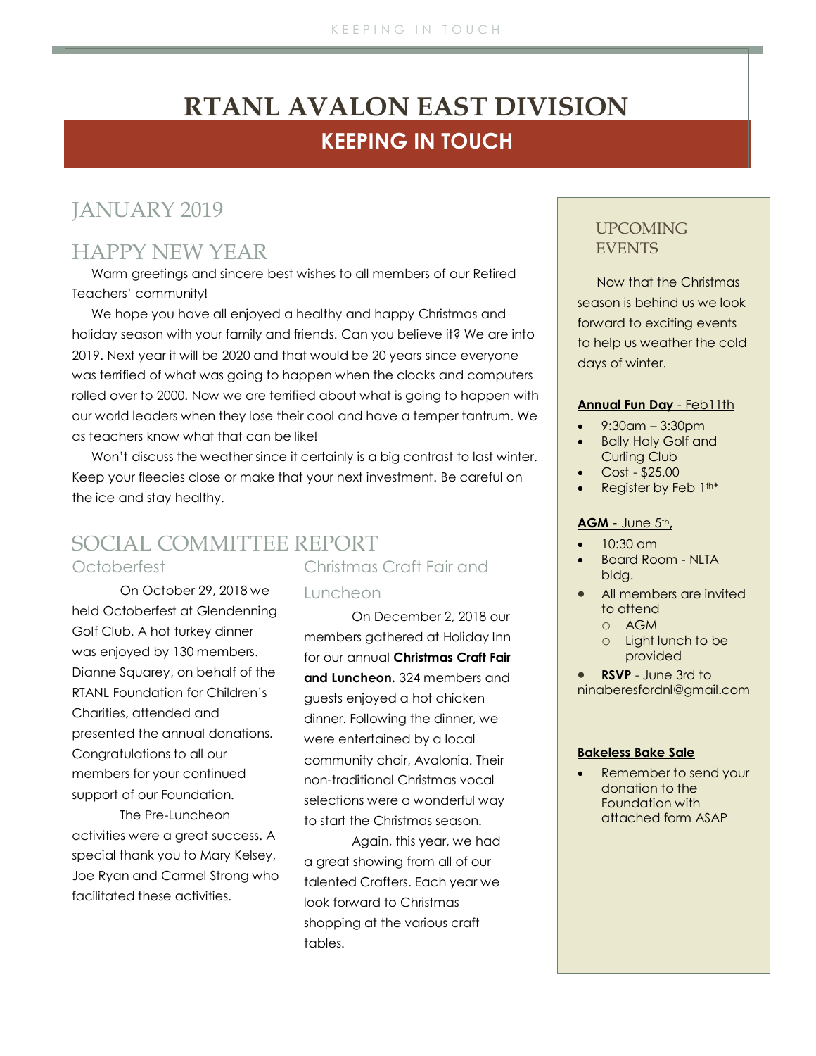# RTANL AVALON EAST DIVISION

## KEEPING IN TOUCH

## JANUARY 2019

## HAPPY NEW YEAR

Warm greetings and sincere best wishes to all members of our Retired Teachers' community!

We hope you have all enjoyed a healthy and happy Christmas and holiday season with your family and friends. Can you believe it? We are into 2019. Next year it will be 2020 and that would be 20 years since everyone was terrified of what was going to happen when the clocks and computers rolled over to 2000. Now we are terrified about what is going to happen with our world leaders when they lose their cool and have a temper tantrum. We as teachers know what that can be like!

Won't discuss the weather since it certainly is a big contrast to last winter. Keep your fleecies close or make that your next investment. Be careful on the ice and stay healthy.

## SOCIAL COMMITTEE REPORT

### Octoberfest

On October 29, 2018 we held Octoberfest at Glendenning Golf Club. A hot turkey dinner was enjoyed by 130 members. Dianne Squarey, on behalf of the RTANL Foundation for Children's Charities, attended and presented the annual donations. Congratulations to all our members for your continued support of our Foundation.

The Pre-Luncheon activities were a great success. A special thank you to Mary Kelsey, Joe Ryan and Carmel Strong who facilitated these activities.

### Christmas Craft Fair and Luncheon

On December 2, 2018 our members gathered at Holiday Inn for our annual **Christmas Craft Fair and Luncheon.** 324 members and guests enjoyed a hot chicken dinner. Following the dinner, we were entertained by a local community choir, Avalonia. Their non-traditional Christmas vocal selections were a wonderful way to start the Christmas season.

Again, this year, we had a great showing from all of our talented Crafters. Each year we look forward to Christmas shopping at the various craft tables.

## UPCOMING EVENTS

Now that the Christmas season is behind us we look forward to exciting events to help us weather the cold days of winter.

**Annual Fun Day** - Feb11th

- 9:30am – 3:30pm
- Bally Haly Golf and Curling Club
- Cost - $25.00
- Register by Feb 1th*

**AGM -** June 5th,

- 10:30 am
- Board Room - NLTA bldg.
- All members are invited to attend
  - AGM
  - Light lunch to be provided
- **RSVP** - June 3rd to ninaberesfordnl@gmail.com

**Bakeless Bake Sale**

- Remember to send your donation to the Foundation with attached form ASAP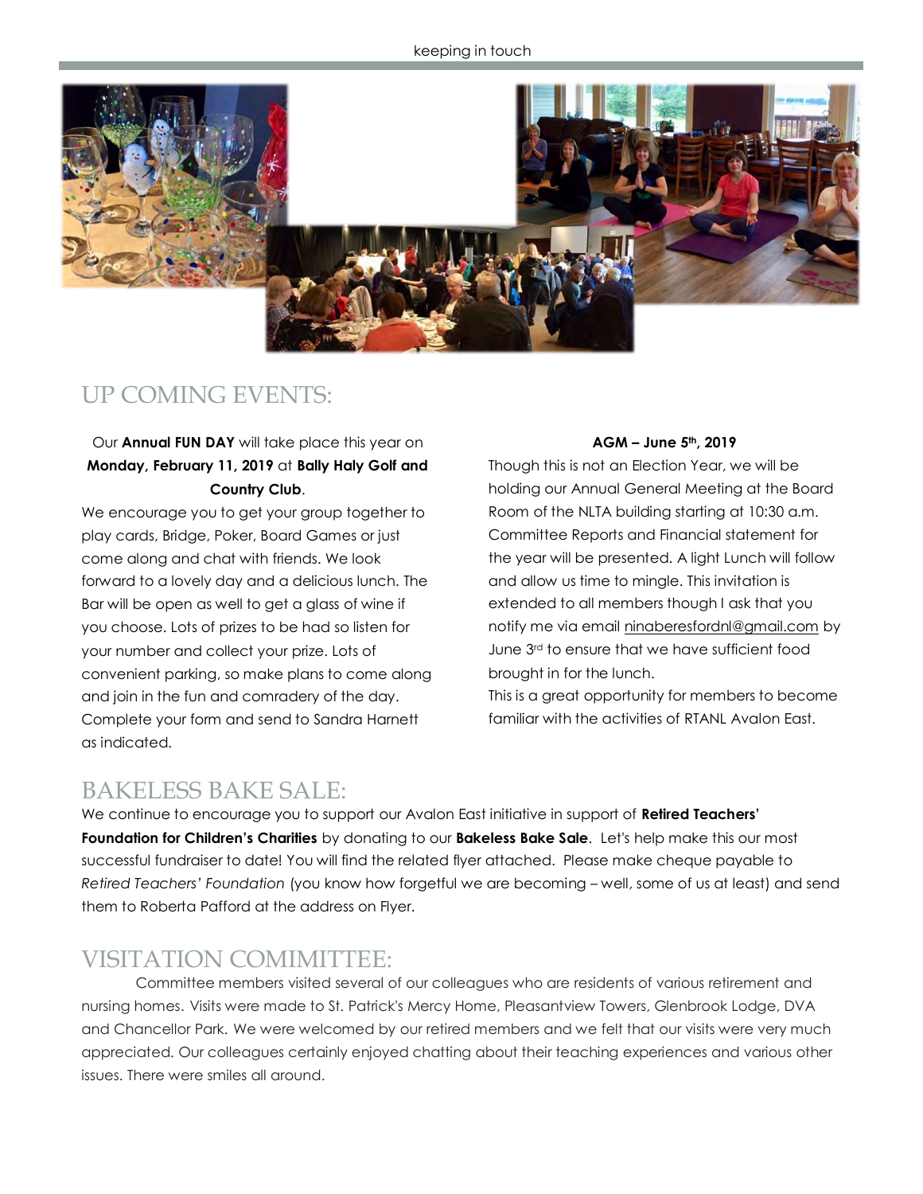## UP COMING EVENTS:

Our **Annual FUN DAY** will take place this year on **Monday, February 11, 2019** at **Bally Haly Golf and Country Club**.

We encourage you to get your group together to play cards, Bridge, Poker, Board Games or just come along and chat with friends. We look forward to a lovely day and a delicious lunch. The Bar will be open as well to get a glass of wine if you choose. Lots of prizes to be had so listen for your number and collect your prize. Lots of convenient parking, so make plans to come along and join in the fun and comradery of the day. Complete your form and send to Sandra Harnett as indicated.

**AGM – June 5th, 2019**

Though this is not an Election Year, we will be holding our Annual General Meeting at the Board Room of the NLTA building starting at 10:30 a.m. Committee Reports and Financial statement for the year will be presented. A light Lunch will follow and allow us time to mingle. This invitation is extended to all members though I ask that you notify me via email ninaberesfordnl@gmail.com by June 3rd to ensure that we have sufficient food brought in for the lunch.

This is a great opportunity for members to become familiar with the activities of RTANL Avalon East.

## BAKELESS BAKE SALE:

We continue to encourage you to support our Avalon East initiative in support of **Retired Teachers' Foundation for Children's Charities** by donating to our **Bakeless Bake Sale**. Let's help make this our most successful fundraiser to date! You will find the related flyer attached. Please make cheque payable to *Retired Teachers' Foundation* (you know how forgetful we are becoming – well, some of us at least) and send them to Roberta Pafford at the address on Flyer.

## VISITATION COMIMITTEE:

Committee members visited several of our colleagues who are residents of various retirement and nursing homes. Visits were made to St. Patrick's Mercy Home, Pleasantview Towers, Glenbrook Lodge, DVA and Chancellor Park. We were welcomed by our retired members and we felt that our visits were very much appreciated. Our colleagues certainly enjoyed chatting about their teaching experiences and various other issues. There were smiles all around.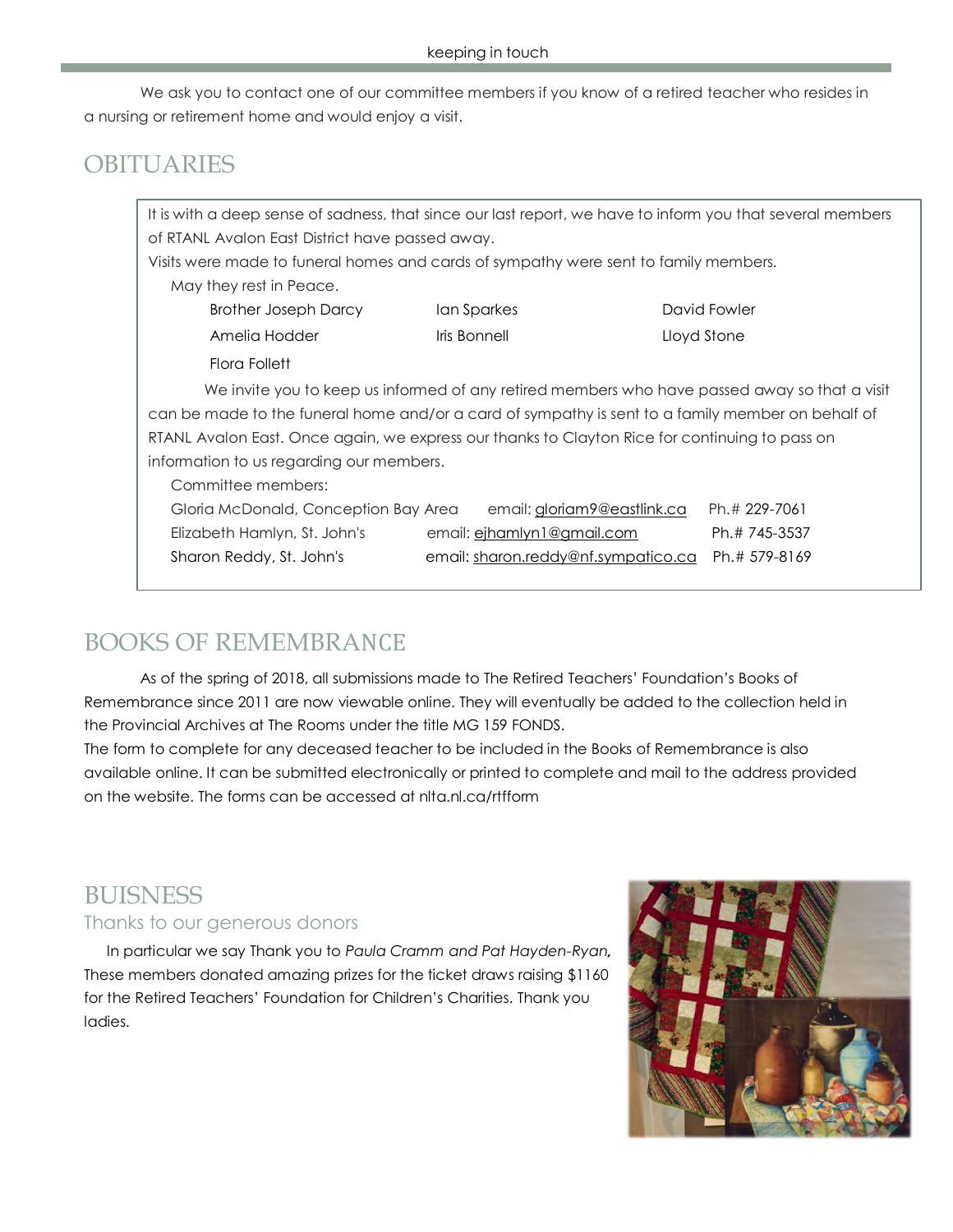We ask you to contact one of our committee members if you know of a retired teacher who resides in a nursing or retirement home and would enjoy a visit.

## OBITUARIES

It is with a deep sense of sadness, that since our last report, we have to inform you that several members of RTANL Avalon East District have passed away.

Visits were made to funeral homes and cards of sympathy were sent to family members.

May they rest in Peace.

| | | |
|---|---|---|
| Brother Joseph Darcy | Ian Sparkes | David Fowler |
| Amelia Hodder | Iris Bonnell | Lloyd Stone |
| Flora Follett | | |

We invite you to keep us informed of any retired members who have passed away so that a visit can be made to the funeral home and/or a card of sympathy is sent to a family member on behalf of RTANL Avalon East. Once again, we express our thanks to Clayton Rice for continuing to pass on information to us regarding our members.

Committee members:

| | | |
|---|---|---|
| Gloria McDonald, Conception Bay Area | email: gloriam9@eastlink.ca | Ph.# 229-7061 |
| Elizabeth Hamlyn, St. John's | email: ejhamlyn1@gmail.com | Ph.# 745-3537 |
| Sharon Reddy, St. John's | email: sharon.reddy@nf.sympatico.ca | Ph.# 579-8169 |

## BOOKS OF REMEMBRANCE

As of the spring of 2018, all submissions made to The Retired Teachers' Foundation's Books of Remembrance since 2011 are now viewable online. They will eventually be added to the collection held in the Provincial Archives at The Rooms under the title MG 159 FONDS.

The form to complete for any deceased teacher to be included in the Books of Remembrance is also available online. It can be submitted electronically or printed to complete and mail to the address provided on the website. The forms can be accessed at nlta.nl.ca/rtfform

## BUISNESS

### Thanks to our generous donors

In particular we say Thank you to *Paula Cramm and Pat Hayden-Ryan,* These members donated amazing prizes for the ticket draws raising $1160 for the Retired Teachers' Foundation for Children's Charities. Thank you ladies.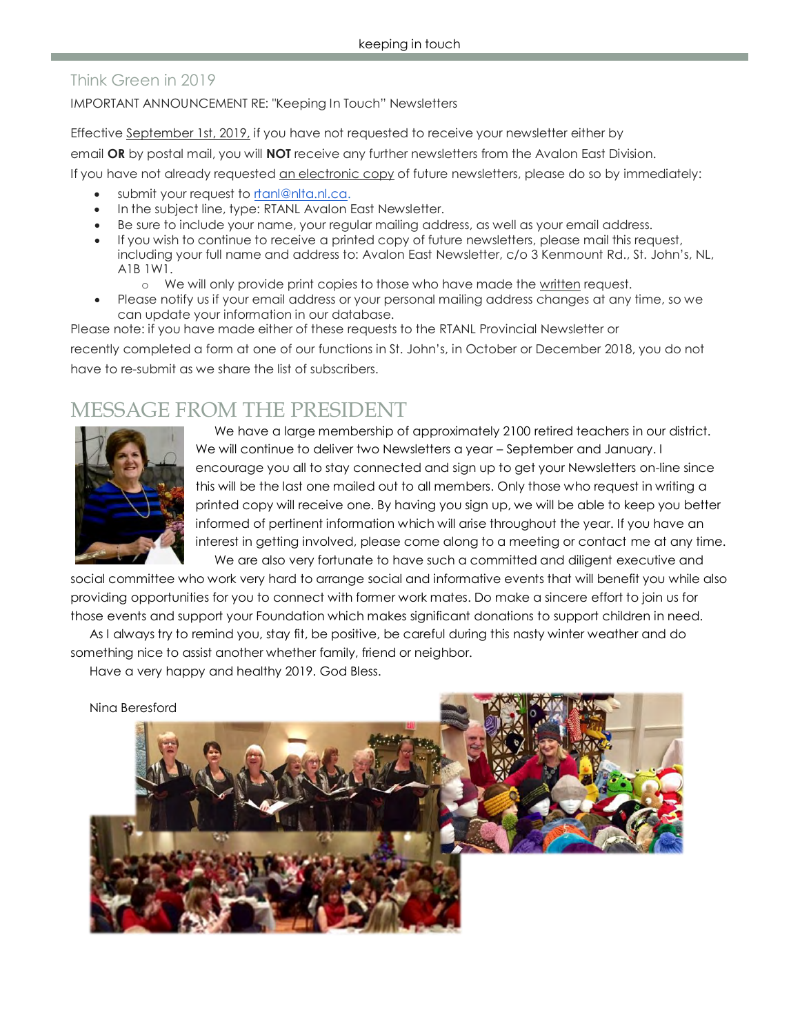## Think Green in 2019

IMPORTANT ANNOUNCEMENT RE: "Keeping In Touch" Newsletters

Effective September 1st, 2019, if you have not requested to receive your newsletter either by email **OR** by postal mail, you will **NOT** receive any further newsletters from the Avalon East Division.

If you have not already requested an electronic copy of future newsletters, please do so by immediately:

- submit your request to rtanl@nlta.nl.ca.
- In the subject line, type: RTANL Avalon East Newsletter.
- Be sure to include your name, your regular mailing address, as well as your email address.
- If you wish to continue to receive a printed copy of future newsletters, please mail this request, including your full name and address to: Avalon East Newsletter, c/o 3 Kenmount Rd., St. John's, NL, A1B 1W1.
    - We will only provide print copies to those who have made the written request.
- Please notify us if your email address or your personal mailing address changes at any time, so we can update your information in our database.

Please note: if you have made either of these requests to the RTANL Provincial Newsletter or recently completed a form at one of our functions in St. John's, in October or December 2018, you do not have to re-submit as we share the list of subscribers.

# MESSAGE FROM THE PRESIDENT

We have a large membership of approximately 2100 retired teachers in our district. We will continue to deliver two Newsletters a year – September and January. I encourage you all to stay connected and sign up to get your Newsletters on-line since this will be the last one mailed out to all members. Only those who request in writing a printed copy will receive one. By having you sign up, we will be able to keep you better informed of pertinent information which will arise throughout the year. If you have an interest in getting involved, please come along to a meeting or contact me at any time.

We are also very fortunate to have such a committed and diligent executive and social committee who work very hard to arrange social and informative events that will benefit you while also providing opportunities for you to connect with former work mates. Do make a sincere effort to join us for those events and support your Foundation which makes significant donations to support children in need.

As I always try to remind you, stay fit, be positive, be careful during this nasty winter weather and do something nice to assist another whether family, friend or neighbor.

Have a very happy and healthy 2019. God Bless.

Nina Beresford